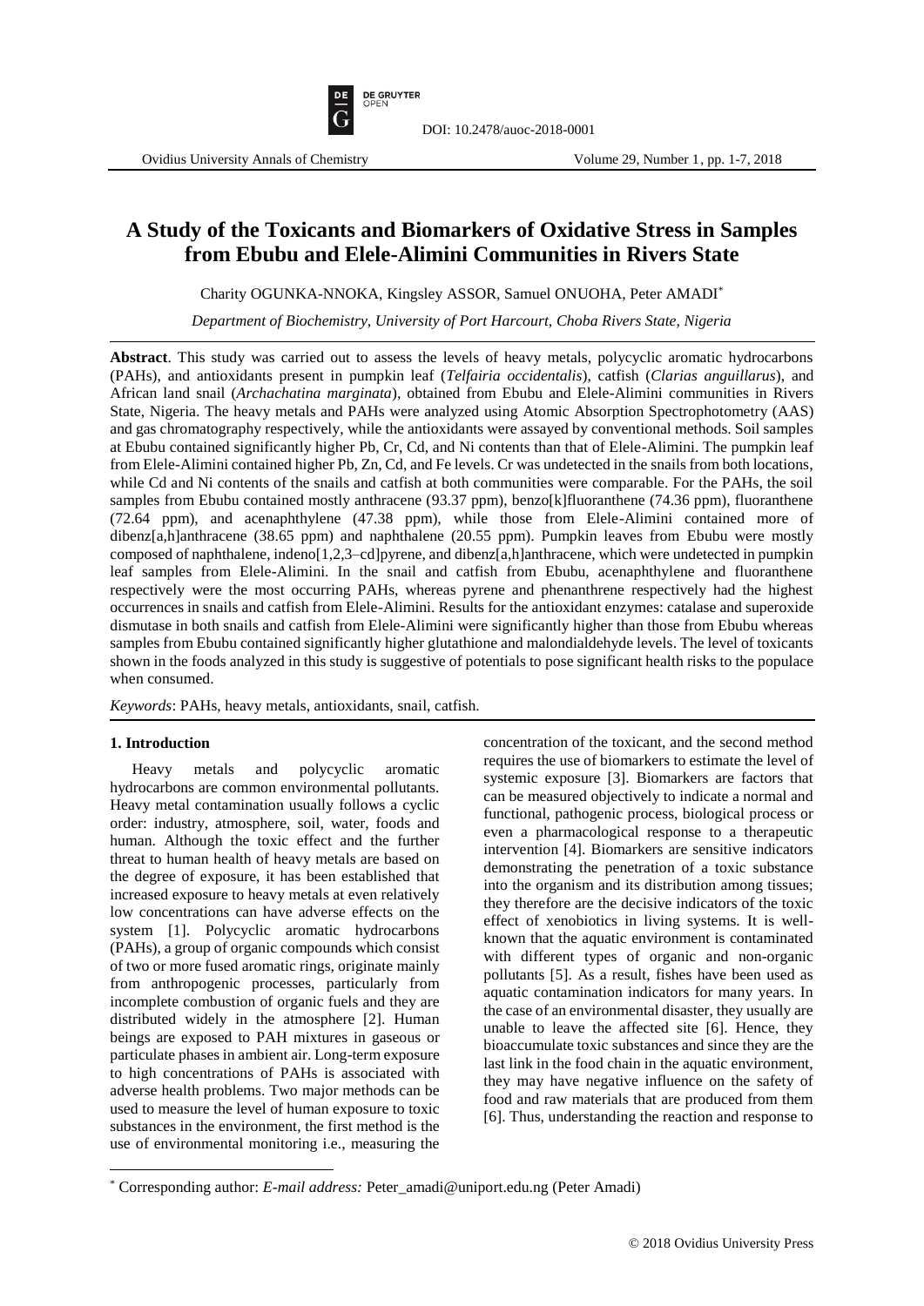DOI: 10.2478/auoc-2018-0001

# A Study of the Toxicants and Biomarkers of Oxidative Stress in Samples from Ebubu and Elele-Alimini Communities in Rivers State

Charity OGUNKA-NNOKA, Kingsley ASSOR, Samuel ONUOHA, Peter AMADI*

*Department of Biochemistry, University of Port Harcourt, Choba Rivers State, Nigeria*

**Abstract**. This study was carried out to assess the levels of heavy metals, polycyclic aromatic hydrocarbons (PAHs), and antioxidants present in pumpkin leaf (*Telfairia occidentalis*), catfish (*Clarias anguillarus*), and African land snail (*Archachatina marginata*), obtained from Ebubu and Elele-Alimini communities in Rivers State, Nigeria. The heavy metals and PAHs were analyzed using Atomic Absorption Spectrophotometry (AAS) and gas chromatography respectively, while the antioxidants were assayed by conventional methods. Soil samples at Ebubu contained significantly higher Pb, Cr, Cd, and Ni contents than that of Elele-Alimini. The pumpkin leaf from Elele-Alimini contained higher Pb, Zn, Cd, and Fe levels. Cr was undetected in the snails from both locations, while Cd and Ni contents of the snails and catfish at both communities were comparable. For the PAHs, the soil samples from Ebubu contained mostly anthracene (93.37 ppm), benzo[k]fluoranthene (74.36 ppm), fluoranthene (72.64 ppm), and acenaphthylene (47.38 ppm), while those from Elele-Alimini contained more of dibenz[a,h]anthracene (38.65 ppm) and naphthalene (20.55 ppm). Pumpkin leaves from Ebubu were mostly composed of naphthalene, indeno[1,2,3–cd]pyrene, and dibenz[a,h]anthracene, which were undetected in pumpkin leaf samples from Elele-Alimini. In the snail and catfish from Ebubu, acenaphthylene and fluoranthene respectively were the most occurring PAHs, whereas pyrene and phenanthrene respectively had the highest occurrences in snails and catfish from Elele-Alimini. Results for the antioxidant enzymes: catalase and superoxide dismutase in both snails and catfish from Elele-Alimini were significantly higher than those from Ebubu whereas samples from Ebubu contained significantly higher glutathione and malondialdehyde levels. The level of toxicants shown in the foods analyzed in this study is suggestive of potentials to pose significant health risks to the populace when consumed.

*Keywords*: PAHs, heavy metals, antioxidants, snail, catfish.

## 1. Introduction

Heavy metals and polycyclic aromatic hydrocarbons are common environmental pollutants. Heavy metal contamination usually follows a cyclic order: industry, atmosphere, soil, water, foods and human. Although the toxic effect and the further threat to human health of heavy metals are based on the degree of exposure, it has been established that increased exposure to heavy metals at even relatively low concentrations can have adverse effects on the system [1]. Polycyclic aromatic hydrocarbons (PAHs), a group of organic compounds which consist of two or more fused aromatic rings, originate mainly from anthropogenic processes, particularly from incomplete combustion of organic fuels and they are distributed widely in the atmosphere [2]. Human beings are exposed to PAH mixtures in gaseous or particulate phases in ambient air. Long-term exposure to high concentrations of PAHs is associated with adverse health problems. Two major methods can be used to measure the level of human exposure to toxic substances in the environment, the first method is the use of environmental monitoring i.e., measuring the concentration of the toxicant, and the second method requires the use of biomarkers to estimate the level of systemic exposure [3]. Biomarkers are factors that can be measured objectively to indicate a normal and functional, pathogenic process, biological process or even a pharmacological response to a therapeutic intervention [4]. Biomarkers are sensitive indicators demonstrating the penetration of a toxic substance into the organism and its distribution among tissues; they therefore are the decisive indicators of the toxic effect of xenobiotics in living systems. It is well-known that the aquatic environment is contaminated with different types of organic and non-organic pollutants [5]. As a result, fishes have been used as aquatic contamination indicators for many years. In the case of an environmental disaster, they usually are unable to leave the affected site [6]. Hence, they bioaccumulate toxic substances and since they are the last link in the food chain in the aquatic environment, they may have negative influence on the safety of food and raw materials that are produced from them [6]. Thus, understanding the reaction and response to

* Corresponding author: *E-mail address:* Peter_amadi@uniport.edu.ng (Peter Amadi)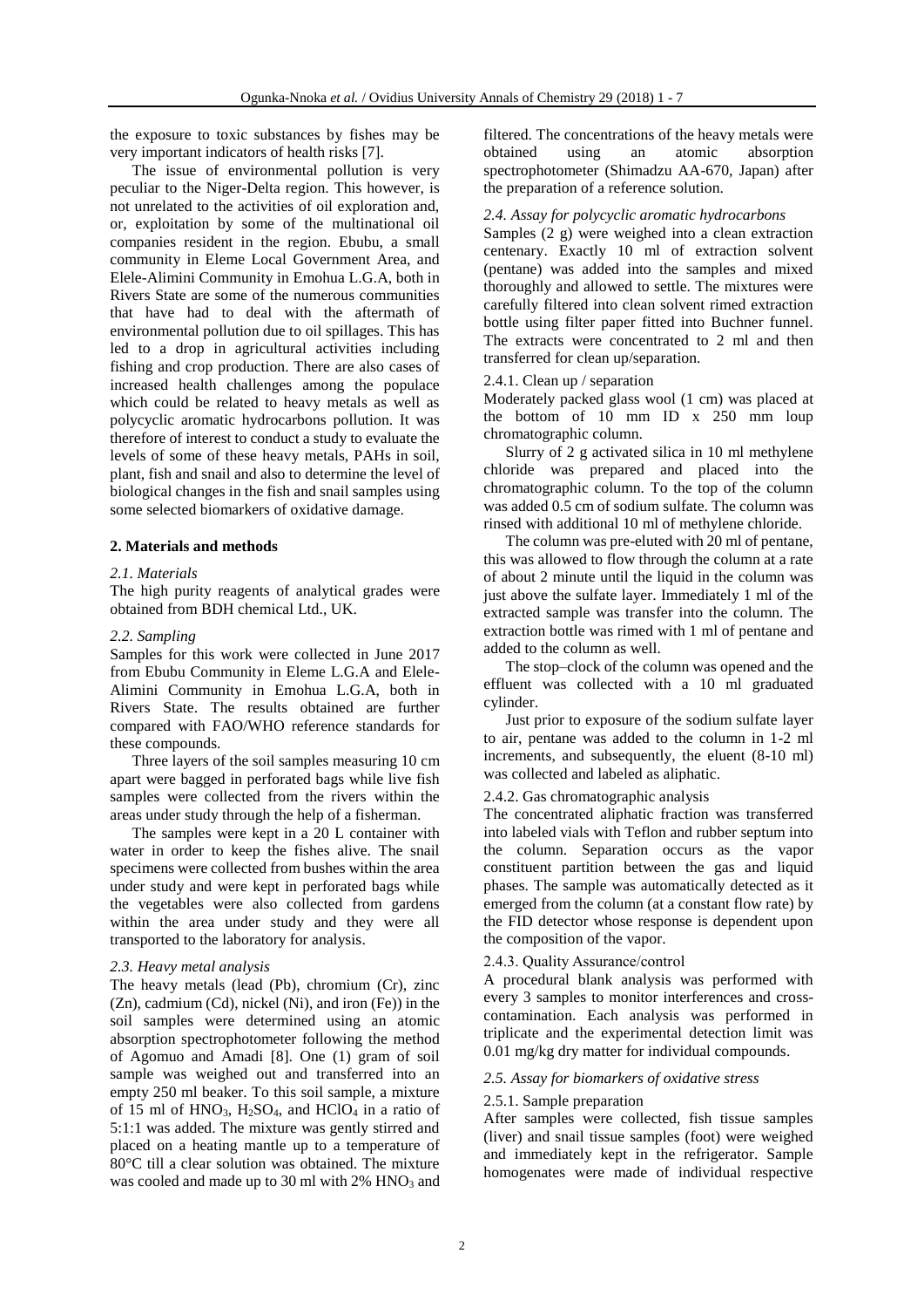the exposure to toxic substances by fishes may be very important indicators of health risks [7].

The issue of environmental pollution is very peculiar to the Niger-Delta region. This however, is not unrelated to the activities of oil exploration and, or, exploitation by some of the multinational oil companies resident in the region. Ebubu, a small community in Eleme Local Government Area, and Elele-Alimini Community in Emohua L.G.A, both in Rivers State are some of the numerous communities that have had to deal with the aftermath of environmental pollution due to oil spillages. This has led to a drop in agricultural activities including fishing and crop production. There are also cases of increased health challenges among the populace which could be related to heavy metals as well as polycyclic aromatic hydrocarbons pollution. It was therefore of interest to conduct a study to evaluate the levels of some of these heavy metals, PAHs in soil, plant, fish and snail and also to determine the level of biological changes in the fish and snail samples using some selected biomarkers of oxidative damage.

## 2. Materials and methods

### *2.1. Materials*

The high purity reagents of analytical grades were obtained from BDH chemical Ltd., UK.

### *2.2. Sampling*

Samples for this work were collected in June 2017 from Ebubu Community in Eleme L.G.A and Elele-Alimini Community in Emohua L.G.A, both in Rivers State. The results obtained are further compared with FAO/WHO reference standards for these compounds.

Three layers of the soil samples measuring 10 cm apart were bagged in perforated bags while live fish samples were collected from the rivers within the areas under study through the help of a fisherman.

The samples were kept in a 20 L container with water in order to keep the fishes alive. The snail specimens were collected from bushes within the area under study and were kept in perforated bags while the vegetables were also collected from gardens within the area under study and they were all transported to the laboratory for analysis.

### *2.3. Heavy metal analysis*

The heavy metals (lead (Pb), chromium (Cr), zinc (Zn), cadmium (Cd), nickel (Ni), and iron (Fe)) in the soil samples were determined using an atomic absorption spectrophotometer following the method of Agomuo and Amadi [8]. One (1) gram of soil sample was weighed out and transferred into an empty 250 ml beaker. To this soil sample, a mixture of 15 ml of $HNO_3$, $H_2SO_4$, and $HClO_4$ in a ratio of 5:1:1 was added. The mixture was gently stirred and placed on a heating mantle up to a temperature of 80°C till a clear solution was obtained. The mixture was cooled and made up to 30 ml with 2% $HNO_3$ and filtered. The concentrations of the heavy metals were obtained using an atomic absorption spectrophotometer (Shimadzu AA-670, Japan) after the preparation of a reference solution.

### *2.4. Assay for polycyclic aromatic hydrocarbons*

Samples (2 g) were weighed into a clean extraction centenary. Exactly 10 ml of extraction solvent (pentane) was added into the samples and mixed thoroughly and allowed to settle. The mixtures were carefully filtered into clean solvent rimed extraction bottle using filter paper fitted into Buchner funnel. The extracts were concentrated to 2 ml and then transferred for clean up/separation.

#### 2.4.1. Clean up / separation

Moderately packed glass wool (1 cm) was placed at the bottom of 10 mm ID x 250 mm loup chromatographic column.

Slurry of 2 g activated silica in 10 ml methylene chloride was prepared and placed into the chromatographic column. To the top of the column was added 0.5 cm of sodium sulfate. The column was rinsed with additional 10 ml of methylene chloride.

The column was pre-eluted with 20 ml of pentane, this was allowed to flow through the column at a rate of about 2 minute until the liquid in the column was just above the sulfate layer. Immediately 1 ml of the extracted sample was transfer into the column. The extraction bottle was rimed with 1 ml of pentane and added to the column as well.

The stop–clock of the column was opened and the effluent was collected with a 10 ml graduated cylinder.

Just prior to exposure of the sodium sulfate layer to air, pentane was added to the column in 1-2 ml increments, and subsequently, the eluent (8-10 ml) was collected and labeled as aliphatic.

#### 2.4.2. Gas chromatographic analysis

The concentrated aliphatic fraction was transferred into labeled vials with Teflon and rubber septum into the column. Separation occurs as the vapor constituent partition between the gas and liquid phases. The sample was automatically detected as it emerged from the column (at a constant flow rate) by the FID detector whose response is dependent upon the composition of the vapor.

#### 2.4.3. Quality Assurance/control

A procedural blank analysis was performed with every 3 samples to monitor interferences and cross-contamination. Each analysis was performed in triplicate and the experimental detection limit was 0.01 mg/kg dry matter for individual compounds.

### *2.5. Assay for biomarkers of oxidative stress*

#### 2.5.1. Sample preparation

After samples were collected, fish tissue samples (liver) and snail tissue samples (foot) were weighed and immediately kept in the refrigerator. Sample homogenates were made of individual respective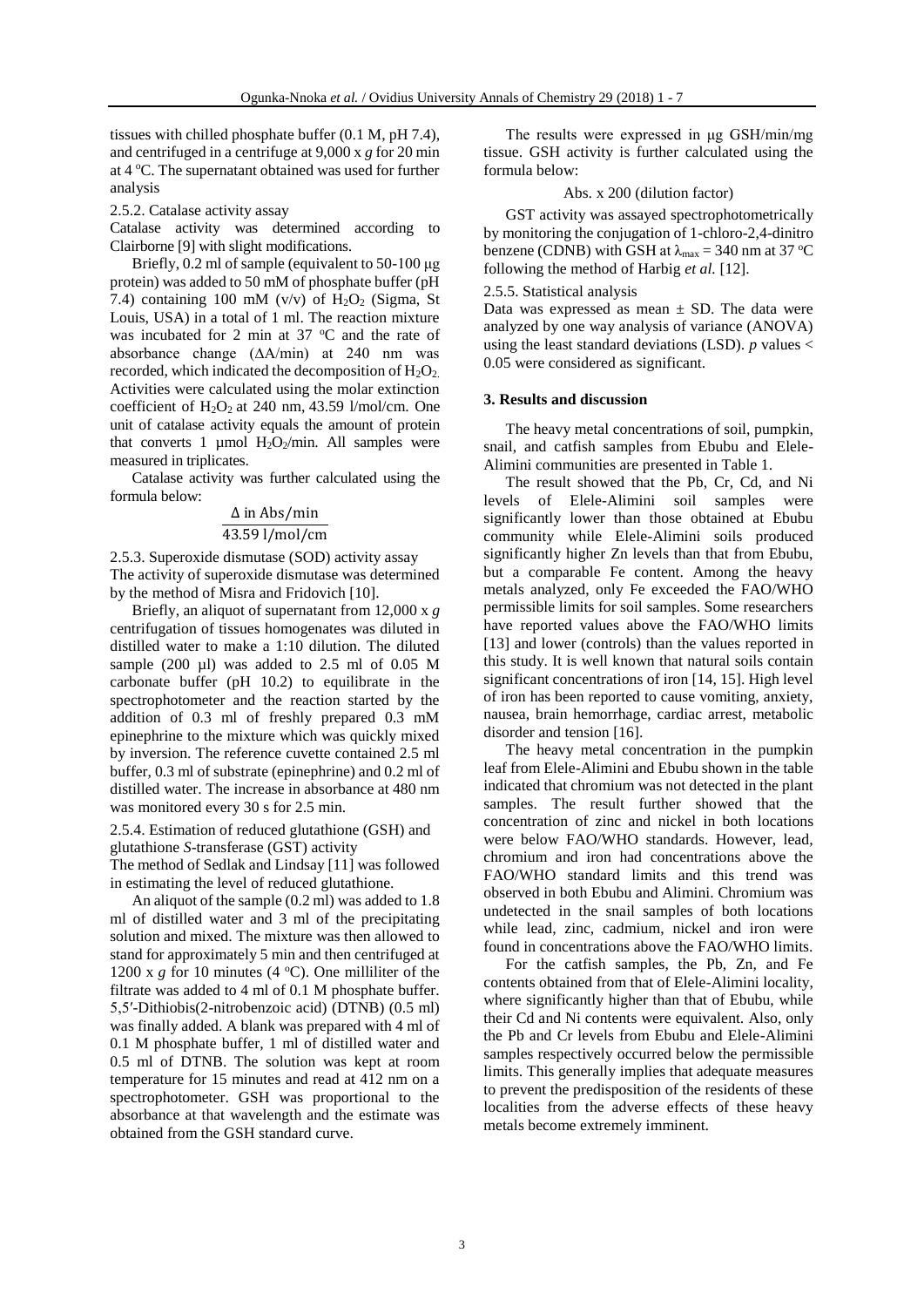tissues with chilled phosphate buffer (0.1 M, pH 7.4), and centrifuged in a centrifuge at 9,000 x *g* for 20 min at 4 °C. The supernatant obtained was used for further analysis

2.5.2. Catalase activity assay

Catalase activity was determined according to Clairborne [9] with slight modifications.

Briefly, 0.2 ml of sample (equivalent to 50-100 µg protein) was added to 50 mM of phosphate buffer (pH 7.4) containing 100 mM (v/v) of $H_2O_2$ (Sigma, St Louis, USA) in a total of 1 ml. The reaction mixture was incubated for 2 min at 37 °C and the rate of absorbance change (ΔA/min) at 240 nm was recorded, which indicated the decomposition of $H_2O_2$. Activities were calculated using the molar extinction coefficient of $H_2O_2$ at 240 nm, 43.59 l/mol/cm. One unit of catalase activity equals the amount of protein that converts 1 µmol $H_2O_2$/min. All samples were measured in triplicates.

Catalase activity was further calculated using the formula below:

$$\frac{\Delta \text{ in Abs/min}}{43.59 \text{ l/mol/cm}}$$

2.5.3. Superoxide dismutase (SOD) activity assay

The activity of superoxide dismutase was determined by the method of Misra and Fridovich [10].

Briefly, an aliquot of supernatant from 12,000 x *g* centrifugation of tissues homogenates was diluted in distilled water to make a 1:10 dilution. The diluted sample (200 µl) was added to 2.5 ml of 0.05 M carbonate buffer (pH 10.2) to equilibrate in the spectrophotometer and the reaction started by the addition of 0.3 ml of freshly prepared 0.3 mM epinephrine to the mixture which was quickly mixed by inversion. The reference cuvette contained 2.5 ml buffer, 0.3 ml of substrate (epinephrine) and 0.2 ml of distilled water. The increase in absorbance at 480 nm was monitored every 30 s for 2.5 min.

2.5.4. Estimation of reduced glutathione (GSH) and glutathione *S*-transferase (GST) activity

The method of Sedlak and Lindsay [11] was followed in estimating the level of reduced glutathione.

An aliquot of the sample (0.2 ml) was added to 1.8 ml of distilled water and 3 ml of the precipitating solution and mixed. The mixture was then allowed to stand for approximately 5 min and then centrifuged at 1200 x *g* for 10 minutes (4 °C). One milliliter of the filtrate was added to 4 ml of 0.1 M phosphate buffer. 5,5′-Dithiobis(2-nitrobenzoic acid) (DTNB) (0.5 ml) was finally added. A blank was prepared with 4 ml of 0.1 M phosphate buffer, 1 ml of distilled water and 0.5 ml of DTNB. The solution was kept at room temperature for 15 minutes and read at 412 nm on a spectrophotometer. GSH was proportional to the absorbance at that wavelength and the estimate was obtained from the GSH standard curve.

The results were expressed in µg GSH/min/mg tissue. GSH activity is further calculated using the formula below:

Abs. x 200 (dilution factor)

GST activity was assayed spectrophotometrically by monitoring the conjugation of 1-chloro-2,4-dinitro benzene (CDNB) with GSH at $\lambda_{max}$ = 340 nm at 37 °C following the method of Harbig *et al.* [12].

2.5.5. Statistical analysis

Data was expressed as mean ± SD. The data were analyzed by one way analysis of variance (ANOVA) using the least standard deviations (LSD). *p* values < 0.05 were considered as significant.

## 3. Results and discussion

The heavy metal concentrations of soil, pumpkin, snail, and catfish samples from Ebubu and Elele-Alimini communities are presented in Table 1.

The result showed that the Pb, Cr, Cd, and Ni levels of Elele-Alimini soil samples were significantly lower than those obtained at Ebubu community while Elele-Alimini soils produced significantly higher Zn levels than that from Ebubu, but a comparable Fe content. Among the heavy metals analyzed, only Fe exceeded the FAO/WHO permissible limits for soil samples. Some researchers have reported values above the FAO/WHO limits [13] and lower (controls) than the values reported in this study. It is well known that natural soils contain significant concentrations of iron [14, 15]. High level of iron has been reported to cause vomiting, anxiety, nausea, brain hemorrhage, cardiac arrest, metabolic disorder and tension [16].

The heavy metal concentration in the pumpkin leaf from Elele-Alimini and Ebubu shown in the table indicated that chromium was not detected in the plant samples. The result further showed that the concentration of zinc and nickel in both locations were below FAO/WHO standards. However, lead, chromium and iron had concentrations above the FAO/WHO standard limits and this trend was observed in both Ebubu and Alimini. Chromium was undetected in the snail samples of both locations while lead, zinc, cadmium, nickel and iron were found in concentrations above the FAO/WHO limits.

For the catfish samples, the Pb, Zn, and Fe contents obtained from that of Elele-Alimini locality, where significantly higher than that of Ebubu, while their Cd and Ni contents were equivalent. Also, only the Pb and Cr levels from Ebubu and Elele-Alimini samples respectively occurred below the permissible limits. This generally implies that adequate measures to prevent the predisposition of the residents of these localities from the adverse effects of these heavy metals become extremely imminent.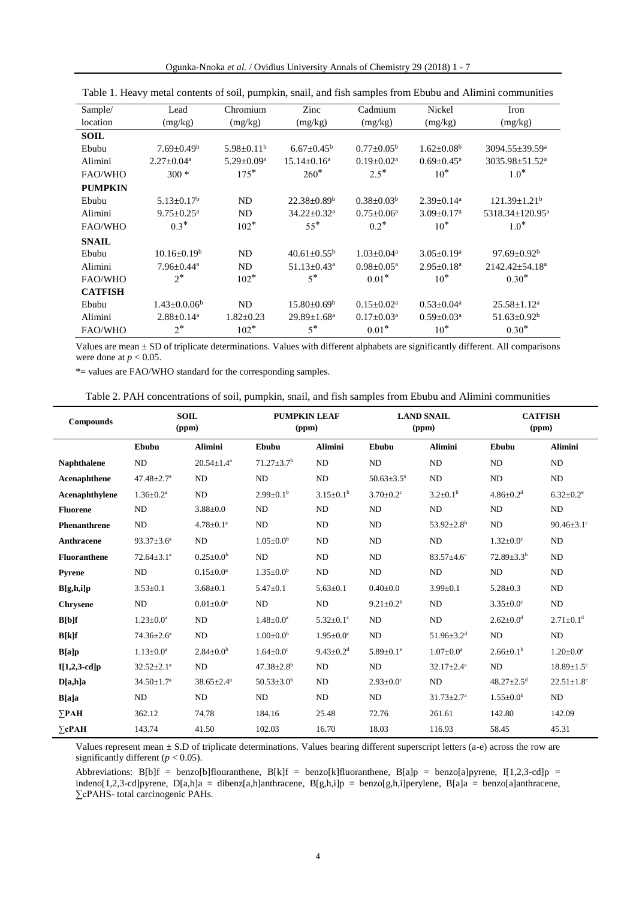Table 1. Heavy metal contents of soil, pumpkin, snail, and fish samples from Ebubu and Alimini communities

| Sample/ location | Lead (mg/kg) | Chromium (mg/kg) | Zinc (mg/kg) | Cadmium (mg/kg) | Nickel (mg/kg) | Iron (mg/kg) |
|---|---|---|---|---|---|---|
| **SOIL** | | | | | | |
| Ebubu | 7.69±0.49[b] | 5.98±0.11[b] | 6.67±0.45[b] | 0.77±0.05[b] | 1.62±0.08[b] | 3094.55±39.59[a] |
| Alimini | 2.27±0.04[a] | 5.29±0.09[a] | 15.14±0.16[a] | 0.19±0.02[a] | 0.69±0.45[a] | 3035.98±51.52[a] |
| FAO/WHO | 300 * | 175* | 260* | 2.5* | 10* | 1.0* |
| **PUMPKIN** | | | | | | |
| Ebubu | 5.13±0.17[b] | ND | 22.38±0.89[b] | 0.38±0.03[b] | 2.39±0.14[a] | 121.39±1.21[b] |
| Alimini | 9.75±0.25[a] | ND | 34.22±0.32[a] | 0.75±0.06[a] | 3.09±0.17[a] | 5318.34±120.95[a] |
| FAO/WHO | 0.3* | 102* | 55* | 0.2* | 10* | 1.0* |
| **SNAIL** | | | | | | |
| Ebubu | 10.16±0.19[b] | ND | 40.61±0.55[b] | 1.03±0.04[a] | 3.05±0.19[a] | 97.69±0.92[b] |
| Alimini | 7.96±0.44[a] | ND | 51.13±0.43[a] | 0.98±0.05[a] | 2.95±0.18[a] | 2142.42±54.18[a] |
| FAO/WHO | 2* | 102* | 5* | 0.01* | 10* | 0.30* |
| **CATFISH** | | | | | | |
| Ebubu | 1.43±0.06[b] | ND | 15.80±0.69[b] | 0.15±0.02[a] | 0.53±0.04[a] | 25.58±1.12[a] |
| Alimini | 2.88±0.14[a] | 1.82±0.23 | 29.89±1.68[a] | 0.17±0.03[a] | 0.59±0.03[a] | 51.63±0.92[b] |
| FAO/WHO | 2* | 102* | 5* | 0.01* | 10* | 0.30* |

Values are mean ± SD of triplicate determinations. Values with different alphabets are significantly different. All comparisons were done at $p < 0.05$.

*= values are FAO/WHO standard for the corresponding samples.

Table 2. PAH concentrations of soil, pumpkin, snail, and fish samples from Ebubu and Alimini communities

| Compounds | SOIL (ppm) | | PUMPKIN LEAF (ppm) | | LAND SNAIL (ppm) | | CATFISH (ppm) | |
|---|---|---|---|---|---|---|---|---|
| | **Ebubu** | **Alimini** | **Ebubu** | **Alimini** | **Ebubu** | **Alimini** | **Ebubu** | **Alimini** |
| **Naphthalene** | ND | 20.54±1.4[a] | 71.27±3.7[b] | ND | ND | ND | ND | ND |
| **Acenaphthene** | 47.48±2.7[a] | ND | ND | ND | 50.63±3.5[a] | ND | ND | ND |
| **Acenaphthylene** | 1.36±0.2[a] | ND | 2.99±0.1[b] | 3.15±0.1[b] | 3.70±0.2[c] | 3.2±0.1[b] | 4.86±0.2[d] | 6.32±0.2[e] |
| **Fluorene** | ND | 3.88±0.0 | ND | ND | ND | ND | ND | ND |
| **Phenanthrene** | ND | 4.78±0.1[a] | ND | ND | ND | 53.92±2.8[b] | ND | 90.46±3.1[c] |
| **Anthracene** | 93.37±3.6[a] | ND | 1.05±0.0[b] | ND | ND | ND | 1.32±0.0[c] | ND |
| **Fluoranthene** | 72.64±3.1[a] | 0.25±0.0[b] | ND | ND | ND | 83.57±4.6[c] | 72.89±3.3[b] | ND |
| **Pyrene** | ND | 0.15±0.0[a] | 1.35±0.0[b] | ND | ND | ND | ND | ND |
| **B[g,h,i]p** | 3.53±0.1 | 3.68±0.1 | 5.47±0.1 | 5.63±0.1 | 0.40±0.0 | 3.99±0.1 | 5.28±0.3 | ND |
| **Chrysene** | ND | 0.01±0.0[a] | ND | ND | 9.21±0.2[b] | ND | 3.35±0.0[c] | ND |
| **B[b]f** | 1.23±0.0[a] | ND | 1.48±0.0[a] | 5.32±0.1[c] | ND | ND | 2.62±0.0[d] | 2.71±0.1[d] |
| **B[k]f** | 74.36±2.6[a] | ND | 1.00±0.0[b] | 1.95±0.0[c] | ND | 51.96±3.2[d] | ND | ND |
| **B[a]p** | 1.13±0.0[a] | 2.84±0.0[b] | 1.64±0.0[c] | 9.43±0.2[d] | 5.89±0.1[e] | 1.07±0.0[a] | 2.66±0.1[b] | 1.20±0.0[a] |
| **I[1,2,3-cd]p** | 32.52±2.1[a] | ND | 47.38±2.8[b] | ND | ND | 32.17±2.4[a] | ND | 18.89±1.5[c] |
| **D[a,h]a** | 34.50±1.7[a] | 38.65±2.4[a] | 50.53±3.0[b] | ND | 2.93±0.0[c] | ND | 48.27±2.5[d] | 22.51±1.8[e] |
| **B[a]a** | ND | ND | ND | ND | ND | 31.73±2.7[a] | 1.55±0.0[b] | ND |
| **∑PAH** | 362.12 | 74.78 | 184.16 | 25.48 | 72.76 | 261.61 | 142.80 | 142.09 |
| **∑cPAH** | 143.74 | 41.50 | 102.03 | 16.70 | 18.03 | 116.93 | 58.45 | 45.31 |

Values represent mean ± S.D of triplicate determinations. Values bearing different superscript letters (a-e) across the row are significantly different ($p < 0.05$).

Abbreviations: B[b]f = benzo[b]flouranthene, B[k]f = benzo[k]fluoranthene, B[a]p = benzo[a]pyrene, I[1,2,3-cd]p = indeno[1,2,3-cd]pyrene, D[a,h]a = dibenz[a,h]anthracene, B[g,h,i]p = benzo[g,h,i]perylene, B[a]a = benzo[a]anthracene, ∑cPAHS- total carcinogenic PAHs.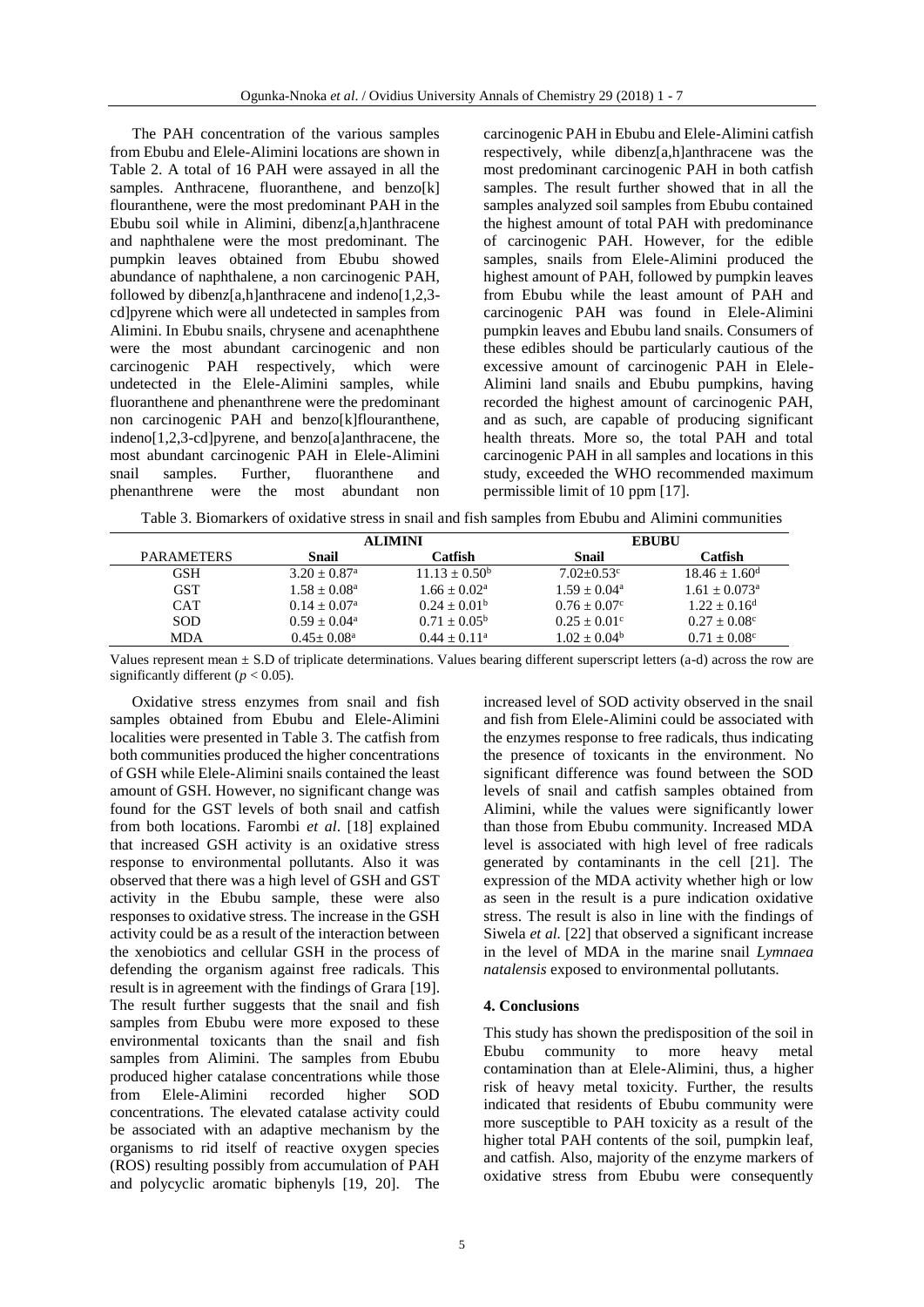The PAH concentration of the various samples from Ebubu and Elele-Alimini locations are shown in Table 2. A total of 16 PAH were assayed in all the samples. Anthracene, fluoranthene, and benzo[k] flouranthene, were the most predominant PAH in the Ebubu soil while in Alimini, dibenz[a,h]anthracene and naphthalene were the most predominant. The pumpkin leaves obtained from Ebubu showed abundance of naphthalene, a non carcinogenic PAH, followed by dibenz[a,h]anthracene and indeno[1,2,3-cd]pyrene which were all undetected in samples from Alimini. In Ebubu snails, chrysene and acenaphthene were the most abundant carcinogenic and non carcinogenic PAH respectively, which were undetected in the Elele-Alimini samples, while fluoranthene and phenanthrene were the predominant non carcinogenic PAH and benzo[k]flouranthene, indeno[1,2,3-cd]pyrene, and benzo[a]anthracene, the most abundant carcinogenic PAH in Elele-Alimini snail samples. Further, fluoranthene and phenanthrene were the most abundant non carcinogenic PAH in Ebubu and Elele-Alimini catfish respectively, while dibenz[a,h]anthracene was the most predominant carcinogenic PAH in both catfish samples. The result further showed that in all the samples analyzed soil samples from Ebubu contained the highest amount of total PAH with predominance of carcinogenic PAH. However, for the edible samples, snails from Elele-Alimini produced the highest amount of PAH, followed by pumpkin leaves from Ebubu while the least amount of PAH and carcinogenic PAH was found in Elele-Alimini pumpkin leaves and Ebubu land snails. Consumers of these edibles should be particularly cautious of the excessive amount of carcinogenic PAH in Elele-Alimini land snails and Ebubu pumpkins, having recorded the highest amount of carcinogenic PAH, and as such, are capable of producing significant health threats. More so, the total PAH and total carcinogenic PAH in all samples and locations in this study, exceeded the WHO recommended maximum permissible limit of 10 ppm [17].

Table 3. Biomarkers of oxidative stress in snail and fish samples from Ebubu and Alimini communities

| | ALIMINI | | EBUBU | |
|---|---|---|---|---|
| PARAMETERS | **Snail** | **Catfish** | **Snail** | **Catfish** |
| GSH | $3.20 \pm 0.87^{a}$ | $11.13 \pm 0.50^{b}$ | $7.02 \pm 0.53^{c}$ | $18.46 \pm 1.60^{d}$ |
| GST | $1.58 \pm 0.08^{a}$ | $1.66 \pm 0.02^{a}$ | $1.59 \pm 0.04^{a}$ | $1.61 \pm 0.073^{a}$ |
| CAT | $0.14 \pm 0.07^{a}$ | $0.24 \pm 0.01^{b}$ | $0.76 \pm 0.07^{c}$ | $1.22 \pm 0.16^{d}$ |
| SOD | $0.59 \pm 0.04^{a}$ | $0.71 \pm 0.05^{b}$ | $0.25 \pm 0.01^{c}$ | $0.27 \pm 0.08^{c}$ |
| MDA | $0.45 \pm 0.08^{a}$ | $0.44 \pm 0.11^{a}$ | $1.02 \pm 0.04^{b}$ | $0.71 \pm 0.08^{c}$ |

Values represent mean ± S.D of triplicate determinations. Values bearing different superscript letters (a-d) across the row are significantly different ($p < 0.05$).

Oxidative stress enzymes from snail and fish samples obtained from Ebubu and Elele-Alimini localities were presented in Table 3. The catfish from both communities produced the higher concentrations of GSH while Elele-Alimini snails contained the least amount of GSH. However, no significant change was found for the GST levels of both snail and catfish from both locations. Farombi *et al*. [18] explained that increased GSH activity is an oxidative stress response to environmental pollutants. Also it was observed that there was a high level of GSH and GST activity in the Ebubu sample, these were also responses to oxidative stress. The increase in the GSH activity could be as a result of the interaction between the xenobiotics and cellular GSH in the process of defending the organism against free radicals. This result is in agreement with the findings of Grara [19]. The result further suggests that the snail and fish samples from Ebubu were more exposed to these environmental toxicants than the snail and fish samples from Alimini. The samples from Ebubu produced higher catalase concentrations while those from Elele-Alimini recorded higher SOD concentrations. The elevated catalase activity could be associated with an adaptive mechanism by the organisms to rid itself of reactive oxygen species (ROS) resulting possibly from accumulation of PAH and polycyclic aromatic biphenyls [19, 20]. The increased level of SOD activity observed in the snail and fish from Elele-Alimini could be associated with the enzymes response to free radicals, thus indicating the presence of toxicants in the environment. No significant difference was found between the SOD levels of snail and catfish samples obtained from Alimini, while the values were significantly lower than those from Ebubu community. Increased MDA level is associated with high level of free radicals generated by contaminants in the cell [21]. The expression of the MDA activity whether high or low as seen in the result is a pure indication oxidative stress. The result is also in line with the findings of Siwela *et al.* [22] that observed a significant increase in the level of MDA in the marine snail *Lymnaea natalensis* exposed to environmental pollutants.

## 4. Conclusions

This study has shown the predisposition of the soil in Ebubu community to more heavy metal contamination than at Elele-Alimini, thus, a higher risk of heavy metal toxicity. Further, the results indicated that residents of Ebubu community were more susceptible to PAH toxicity as a result of the higher total PAH contents of the soil, pumpkin leaf, and catfish. Also, majority of the enzyme markers of oxidative stress from Ebubu were consequently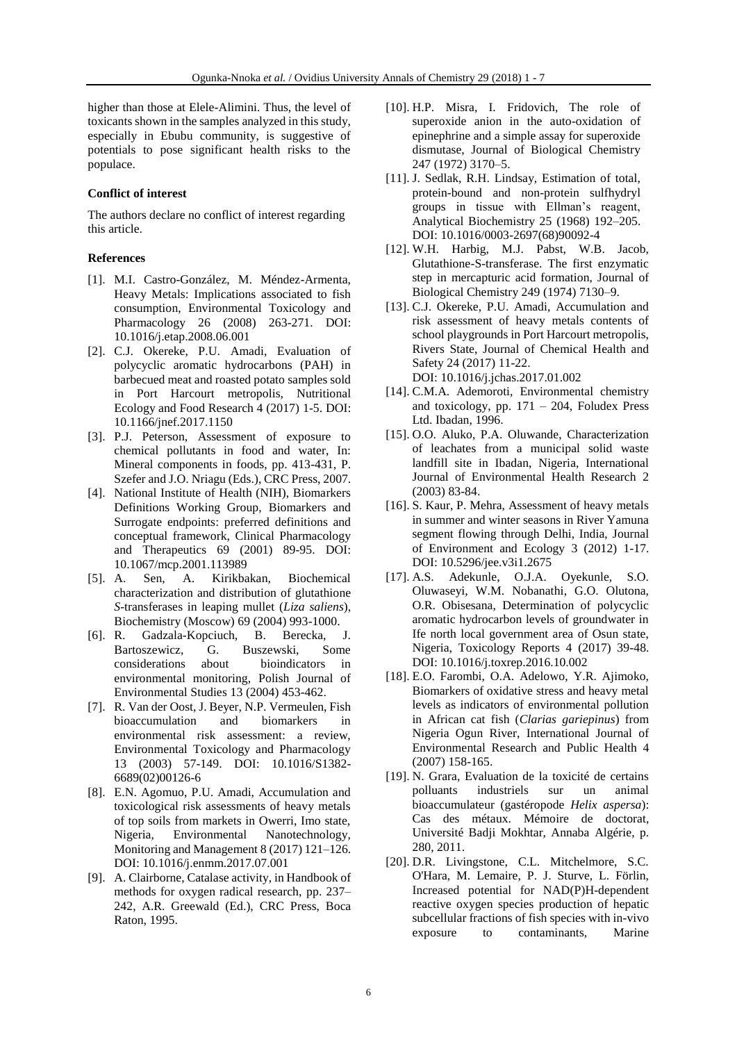higher than those at Elele-Alimini. Thus, the level of toxicants shown in the samples analyzed in this study, especially in Ebubu community, is suggestive of potentials to pose significant health risks to the populace.

**Conflict of interest**

The authors declare no conflict of interest regarding this article.

**References**

[1]. M.I. Castro-González, M. Méndez-Armenta, Heavy Metals: Implications associated to fish consumption, Environmental Toxicology and Pharmacology 26 (2008) 263-271. DOI: 10.1016/j.etap.2008.06.001

[2]. C.J. Okereke, P.U. Amadi, Evaluation of polycyclic aromatic hydrocarbons (PAH) in barbecued meat and roasted potato samples sold in Port Harcourt metropolis, Nutritional Ecology and Food Research 4 (2017) 1-5. DOI: 10.1166/jnef.2017.1150

[3]. P.J. Peterson, Assessment of exposure to chemical pollutants in food and water, In: Mineral components in foods, pp. 413-431, P. Szefer and J.O. Nriagu (Eds.), CRC Press, 2007.

[4]. National Institute of Health (NIH), Biomarkers Definitions Working Group, Biomarkers and Surrogate endpoints: preferred definitions and conceptual framework, Clinical Pharmacology and Therapeutics 69 (2001) 89-95. DOI: 10.1067/mcp.2001.113989

[5]. A. Sen, A. Kirikbakan, Biochemical characterization and distribution of glutathione *S*-transferases in leaping mullet (*Liza saliens*), Biochemistry (Moscow) 69 (2004) 993-1000.

[6]. R. Gadzala-Kopciuch, B. Berecka, J. Bartoszewicz, G. Buszewski, Some considerations about bioindicators in environmental monitoring, Polish Journal of Environmental Studies 13 (2004) 453-462.

[7]. R. Van der Oost, J. Beyer, N.P. Vermeulen, Fish bioaccumulation and biomarkers in environmental risk assessment: a review, Environmental Toxicology and Pharmacology 13 (2003) 57-149. DOI: 10.1016/S1382-6689(02)00126-6

[8]. E.N. Agomuo, P.U. Amadi, Accumulation and toxicological risk assessments of heavy metals of top soils from markets in Owerri, Imo state, Nigeria, Environmental Nanotechnology, Monitoring and Management 8 (2017) 121–126. DOI: 10.1016/j.enmm.2017.07.001

[9]. A. Clairborne, Catalase activity, in Handbook of methods for oxygen radical research, pp. 237–242, A.R. Greewald (Ed.), CRC Press, Boca Raton, 1995.

[10]. H.P. Misra, I. Fridovich, The role of superoxide anion in the auto-oxidation of epinephrine and a simple assay for superoxide dismutase, Journal of Biological Chemistry 247 (1972) 3170–5.

[11]. J. Sedlak, R.H. Lindsay, Estimation of total, protein-bound and non-protein sulfhydryl groups in tissue with Ellman's reagent, Analytical Biochemistry 25 (1968) 192–205. DOI: 10.1016/0003-2697(68)90092-4

[12]. W.H. Harbig, M.J. Pabst, W.B. Jacob, Glutathione-S-transferase. The first enzymatic step in mercapturic acid formation, Journal of Biological Chemistry 249 (1974) 7130–9.

[13]. C.J. Okereke, P.U. Amadi, Accumulation and risk assessment of heavy metals contents of school playgrounds in Port Harcourt metropolis, Rivers State, Journal of Chemical Health and Safety 24 (2017) 11-22. DOI: 10.1016/j.jchas.2017.01.002

[14]. C.M.A. Ademoroti, Environmental chemistry and toxicology, pp. 171 – 204, Foludex Press Ltd. Ibadan, 1996.

[15]. O.O. Aluko, P.A. Oluwande, Characterization of leachates from a municipal solid waste landfill site in Ibadan, Nigeria, International Journal of Environmental Health Research 2 (2003) 83-84.

[16]. S. Kaur, P. Mehra, Assessment of heavy metals in summer and winter seasons in River Yamuna segment flowing through Delhi, India, Journal of Environment and Ecology 3 (2012) 1-17. DOI: 10.5296/jee.v3i1.2675

[17]. A.S. Adekunle, O.J.A. Oyekunle, S.O. Oluwaseyi, W.M. Nobanathi, G.O. Olutona, O.R. Obisesana, Determination of polycyclic aromatic hydrocarbon levels of groundwater in Ife north local government area of Osun state, Nigeria, Toxicology Reports 4 (2017) 39-48. DOI: 10.1016/j.toxrep.2016.10.002

[18]. E.O. Farombi, O.A. Adelowo, Y.R. Ajimoko, Biomarkers of oxidative stress and heavy metal levels as indicators of environmental pollution in African cat fish (*Clarias gariepinus*) from Nigeria Ogun River, International Journal of Environmental Research and Public Health 4 (2007) 158-165.

[19]. N. Grara, Evaluation de la toxicité de certains polluants industriels sur un animal bioaccumulateur (gastéropode *Helix aspersa*): Cas des métaux. Mémoire de doctorat, Université Badji Mokhtar, Annaba Algérie, p. 280, 2011.

[20]. D.R. Livingstone, C.L. Mitchelmore, S.C. O'Hara, M. Lemaire, P. J. Sturve, L. Förlin, Increased potential for NAD(P)H-dependent reactive oxygen species production of hepatic subcellular fractions of fish species with in-vivo exposure to contaminants, Marine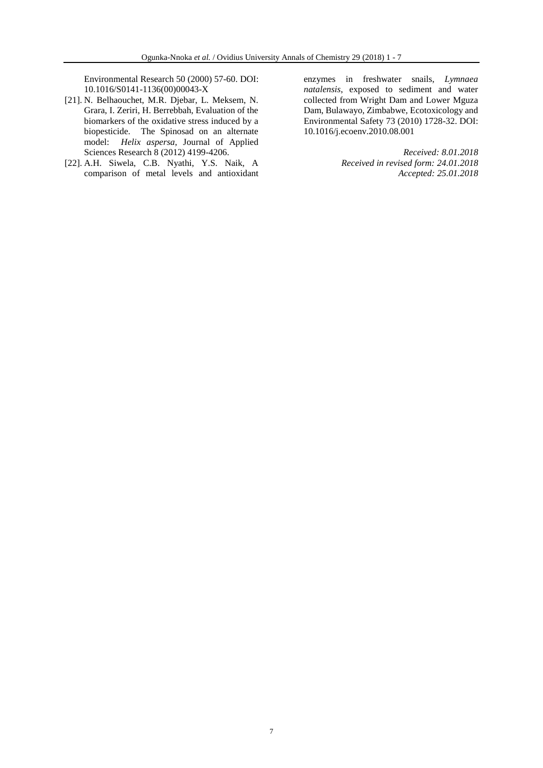Environmental Research 50 (2000) 57-60. DOI: 10.1016/S0141-1136(00)00043-X

[21]. N. Belhaouchet, M.R. Djebar, L. Meksem, N. Grara, I. Zeriri, H. Berrebbah, Evaluation of the biomarkers of the oxidative stress induced by a biopesticide. The Spinosad on an alternate model: *Helix aspersa*, Journal of Applied Sciences Research 8 (2012) 4199-4206.

[22]. A.H. Siwela, C.B. Nyathi, Y.S. Naik, A comparison of metal levels and antioxidant enzymes in freshwater snails, *Lymnaea natalensis*, exposed to sediment and water collected from Wright Dam and Lower Mguza Dam, Bulawayo, Zimbabwe, Ecotoxicology and Environmental Safety 73 (2010) 1728-32. DOI: 10.1016/j.ecoenv.2010.08.001

*Received: 8.01.2018*
*Received in revised form: 24.01.2018*
*Accepted: 25.01.2018*